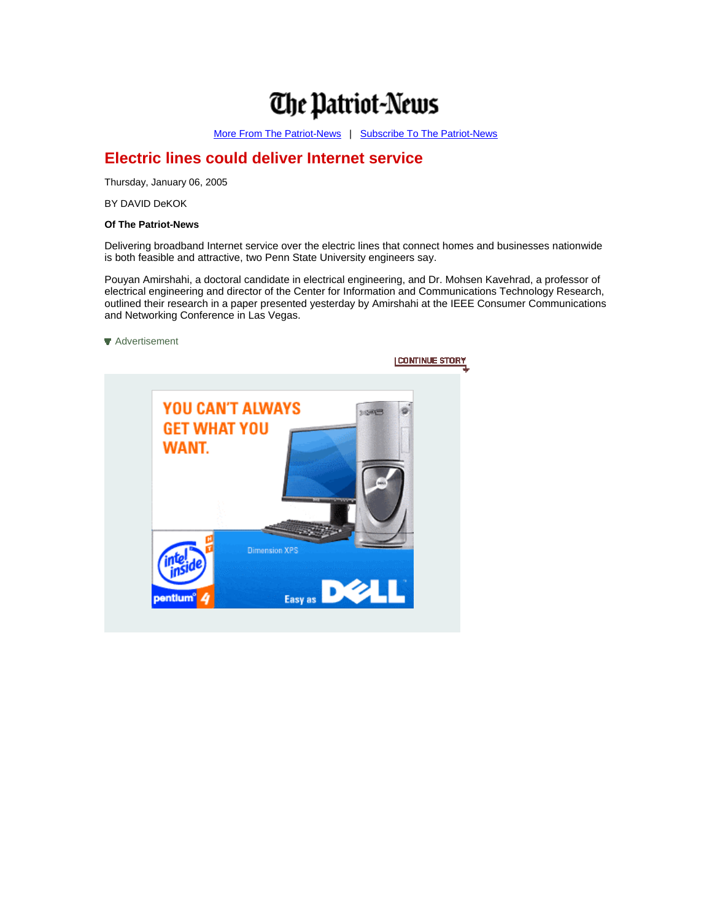# The Patriot-News

More From The Patriot-News | Subscribe To The Patriot-News

## Electric lines could deliver Internet service

Thursday, January 06, 2005

BY DAVID DeKOK

**Of The Patriot-News**

Delivering broadband Internet service over the electric lines that connect homes and businesses nationwide is both feasible and attractive, two Penn State University engineers say.

Pouyan Amirshahi, a doctoral candidate in electrical engineering, and Dr. Mohsen Kavehrad, a professor of electrical engineering and director of the Center for Information and Communications Technology Research, outlined their research in a paper presented yesterday by Amirshahi at the IEEE Consumer Communications and Networking Conference in Las Vegas.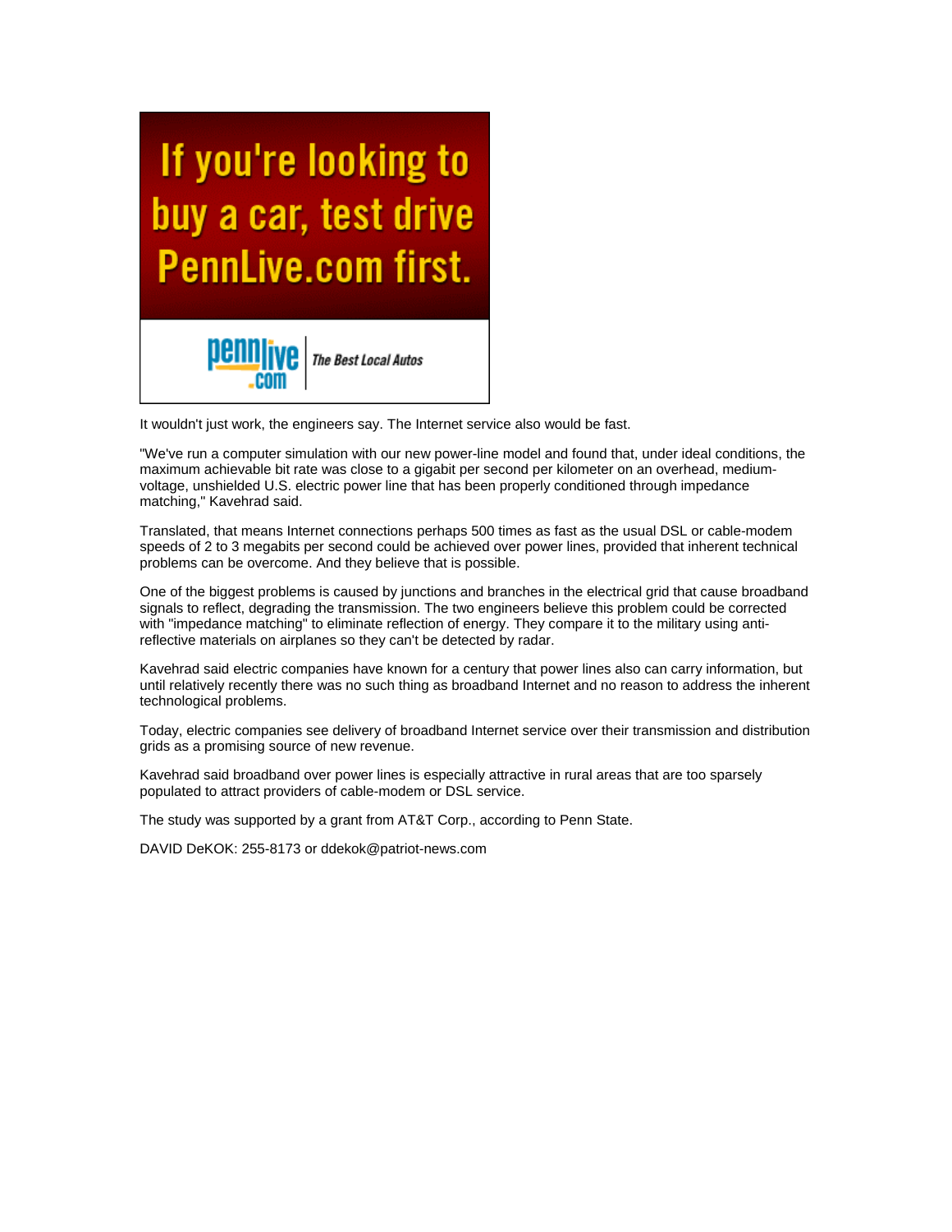It wouldn't just work, the engineers say. The Internet service also would be fast.

"We've run a computer simulation with our new power-line model and found that, under ideal conditions, the maximum achievable bit rate was close to a gigabit per second per kilometer on an overhead, medium-voltage, unshielded U.S. electric power line that has been properly conditioned through impedance matching," Kavehrad said.

Translated, that means Internet connections perhaps 500 times as fast as the usual DSL or cable-modem speeds of 2 to 3 megabits per second could be achieved over power lines, provided that inherent technical problems can be overcome. And they believe that is possible.

One of the biggest problems is caused by junctions and branches in the electrical grid that cause broadband signals to reflect, degrading the transmission. The two engineers believe this problem could be corrected with "impedance matching" to eliminate reflection of energy. They compare it to the military using anti-reflective materials on airplanes so they can't be detected by radar.

Kavehrad said electric companies have known for a century that power lines also can carry information, but until relatively recently there was no such thing as broadband Internet and no reason to address the inherent technological problems.

Today, electric companies see delivery of broadband Internet service over their transmission and distribution grids as a promising source of new revenue.

Kavehrad said broadband over power lines is especially attractive in rural areas that are too sparsely populated to attract providers of cable-modem or DSL service.

The study was supported by a grant from AT&T Corp., according to Penn State.

DAVID DeKOK: 255-8173 or ddekok@patriot-news.com